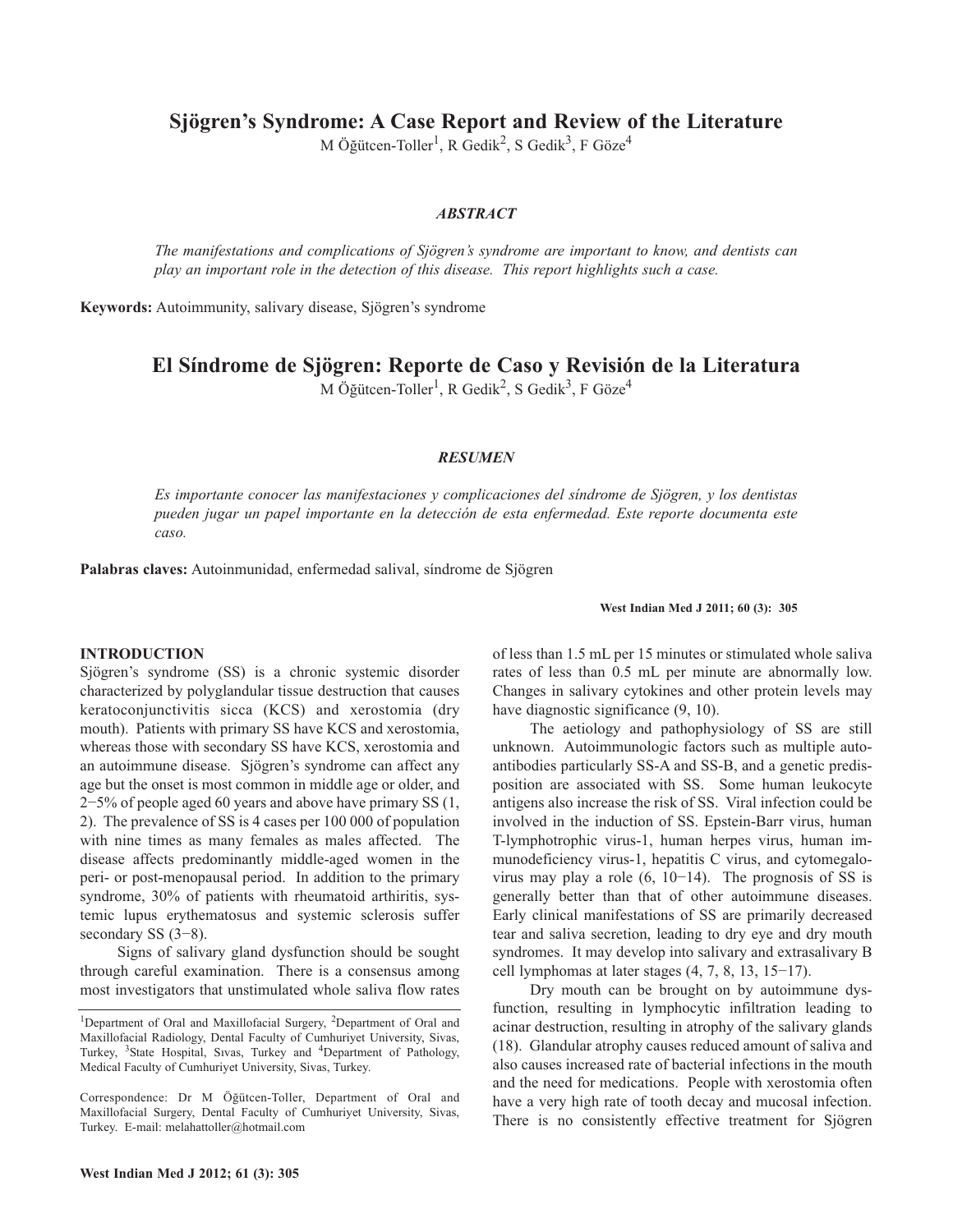# Sjögren's Syndrome: A Case Report and Review of the Literature

M Öğütcen-Toller[1], R Gedik[2], S Gedik[3], F Göze[4]

### *ABSTRACT*

*The manifestations and complications of Sjögren's syndrome are important to know, and dentists can play an important role in the detection of this disease. This report highlights such a case.*

**Keywords:** Autoimmunity, salivary disease, Sjögren's syndrome

# El Síndrome de Sjögren: Reporte de Caso y Revisión de la Literatura

M Öğütcen-Toller[1], R Gedik[2], S Gedik[3], F Göze[4]

### *RESUMEN*

*Es importante conocer las manifestaciones y complicaciones del síndrome de Sjögren, y los dentistas pueden jugar un papel importante en la detección de esta enfermedad. Este reporte documenta este caso.*

**Palabras claves:** Autoinmunidad, enfermedad salival, síndrome de Sjögren

**West Indian Med J 2011; 60 (3): 305**

## INTRODUCTION

Sjögren's syndrome (SS) is a chronic systemic disorder characterized by polyglandular tissue destruction that causes keratoconjunctivitis sicca (KCS) and xerostomia (dry mouth). Patients with primary SS have KCS and xerostomia, whereas those with secondary SS have KCS, xerostomia and an autoimmune disease. Sjögren's syndrome can affect any age but the onset is most common in middle age or older, and 2−5% of people aged 60 years and above have primary SS (1, 2). The prevalence of SS is 4 cases per 100 000 of population with nine times as many females as males affected. The disease affects predominantly middle-aged women in the peri- or post-menopausal period. In addition to the primary syndrome, 30% of patients with rheumatoid arthiritis, systemic lupus erythematosus and systemic sclerosis suffer secondary SS (3−8).

Signs of salivary gland dysfunction should be sought through careful examination. There is a consensus among most investigators that unstimulated whole saliva flow rates of less than 1.5 mL per 15 minutes or stimulated whole saliva rates of less than 0.5 mL per minute are abnormally low. Changes in salivary cytokines and other protein levels may have diagnostic significance (9, 10).

The aetiology and pathophysiology of SS are still unknown. Autoimmunologic factors such as multiple autoantibodies particularly SS-A and SS-B, and a genetic predisposition are associated with SS. Some human leukocyte antigens also increase the risk of SS. Viral infection could be involved in the induction of SS. Epstein-Barr virus, human T-lymphotrophic virus-1, human herpes virus, human immunodeficiency virus-1, hepatitis C virus, and cytomegalovirus may play a role (6, 10−14). The prognosis of SS is generally better than that of other autoimmune diseases. Early clinical manifestations of SS are primarily decreased tear and saliva secretion, leading to dry eye and dry mouth syndromes. It may develop into salivary and extrasalivary B cell lymphomas at later stages (4, 7, 8, 13, 15−17).

Dry mouth can be brought on by autoimmune dysfunction, resulting in lymphocytic infiltration leading to acinar destruction, resulting in atrophy of the salivary glands (18). Glandular atrophy causes reduced amount of saliva and also causes increased rate of bacterial infections in the mouth and the need for medications. People with xerostomia often have a very high rate of tooth decay and mucosal infection. There is no consistently effective treatment for Sjögren

---

[1]Department of Oral and Maxillofacial Surgery, [2]Department of Oral and Maxillofacial Radiology, Dental Faculty of Cumhuriyet University, Sivas, Turkey, [3]State Hospital, Sıvas, Turkey and [4]Department of Pathology, Medical Faculty of Cumhuriyet University, Sivas, Turkey.

Correspondence: Dr M Öğütcen-Toller, Department of Oral and Maxillofacial Surgery, Dental Faculty of Cumhuriyet University, Sivas, Turkey. E-mail: melahattoller@hotmail.com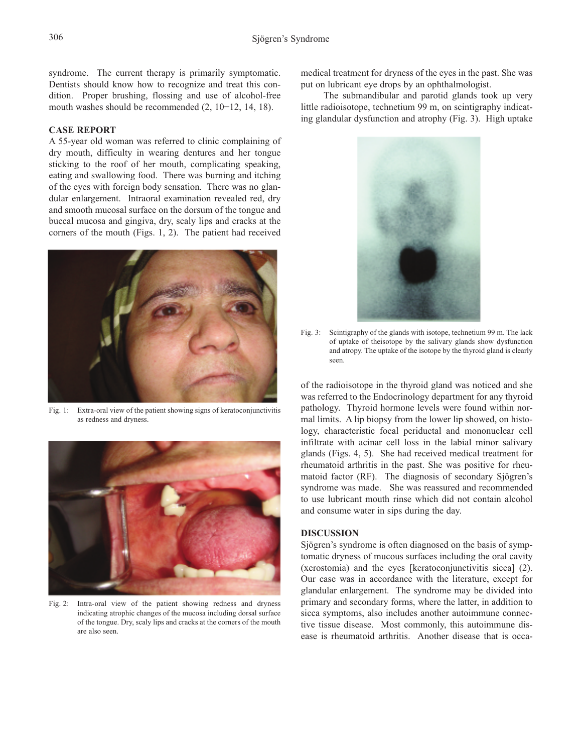syndrome. The current therapy is primarily symptomatic. Dentists should know how to recognize and treat this condition. Proper brushing, flossing and use of alcohol-free mouth washes should be recommended (2, 10−12, 14, 18).

## CASE REPORT

A 55-year old woman was referred to clinic complaining of dry mouth, difficulty in wearing dentures and her tongue sticking to the roof of her mouth, complicating speaking, eating and swallowing food. There was burning and itching of the eyes with foreign body sensation. There was no glandular enlargement. Intraoral examination revealed red, dry and smooth mucosal surface on the dorsum of the tongue and buccal mucosa and gingiva, dry, scaly lips and cracks at the corners of the mouth (Figs. 1, 2). The patient had received medical treatment for dryness of the eyes in the past. She was put on lubricant eye drops by an ophthalmologist.

Fig. 1: Extra-oral view of the patient showing signs of keratoconjunctivitis as redness and dryness.

Fig. 2: Intra-oral view of the patient showing redness and dryness indicating atrophic changes of the mucosa including dorsal surface of the tongue. Dry, scaly lips and cracks at the corners of the mouth are also seen.

The submandibular and parotid glands took up very little radioisotope, technetium 99 m, on scintigraphy indicating glandular dysfunction and atrophy (Fig. 3). High uptake of the radioisotope in the thyroid gland was noticed and she was referred to the Endocrinology department for any thyroid pathology. Thyroid hormone levels were found within normal limits. A lip biopsy from the lower lip showed, on histology, characteristic focal periductal and mononuclear cell infiltrate with acinar cell loss in the labial minor salivary glands (Figs. 4, 5). She had received medical treatment for rheumatoid arthritis in the past. She was positive for rheumatoid factor (RF). The diagnosis of secondary Sjögren's syndrome was made. She was reassured and recommended to use lubricant mouth rinse which did not contain alcohol and consume water in sips during the day.

Fig. 3: Scintigraphy of the glands with isotope, technetium 99 m. The lack of uptake of theisotope by the salivary glands show dysfunction and atropy. The uptake of the isotope by the thyroid gland is clearly seen.

## DISCUSSION

Sjögren's syndrome is often diagnosed on the basis of symptomatic dryness of mucous surfaces including the oral cavity (xerostomia) and the eyes [keratoconjunctivitis sicca] (2). Our case was in accordance with the literature, except for glandular enlargement. The syndrome may be divided into primary and secondary forms, where the latter, in addition to sicca symptoms, also includes another autoimmune connective tissue disease. Most commonly, this autoimmune disease is rheumatoid arthritis. Another disease that is occa-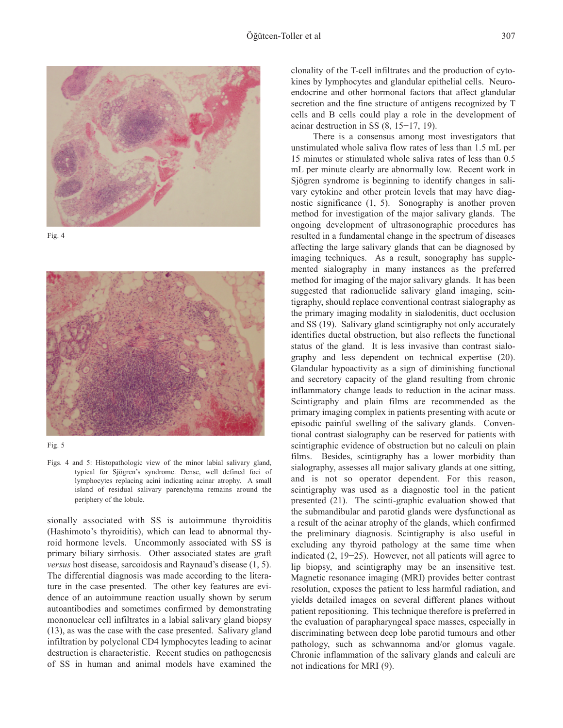Fig. 4

Fig. 5

Figs. 4 and 5: Histopathologic view of the minor labial salivary gland, typical for Sjögren's syndrome. Dense, well defined foci of lymphocytes replacing acini indicating acinar atrophy. A small island of residual salivary parenchyma remains around the periphery of the lobule.

sionally associated with SS is autoimmune thyroiditis (Hashimoto's thyroiditis), which can lead to abnormal thyroid hormone levels. Uncommonly associated with SS is primary biliary sirrhosis. Other associated states are graft *versus* host disease, sarcoidosis and Raynaud's disease (1, 5). The differential diagnosis was made according to the literature in the case presented. The other key features are evidence of an autoimmune reaction usually shown by serum autoantibodies and sometimes confirmed by demonstrating mononuclear cell infiltrates in a labial salivary gland biopsy (13), as was the case with the case presented. Salivary gland infiltration by polyclonal CD4 lymphocytes leading to acinar destruction is characteristic. Recent studies on pathogenesis of SS in human and animal models have examined the clonality of the T-cell infiltrates and the production of cytokines by lymphocytes and glandular epithelial cells. Neuroendocrine and other hormonal factors that affect glandular secretion and the fine structure of antigens recognized by T cells and B cells could play a role in the development of acinar destruction in SS (8, 15−17, 19).

There is a consensus among most investigators that unstimulated whole saliva flow rates of less than 1.5 mL per 15 minutes or stimulated whole saliva rates of less than 0.5 mL per minute clearly are abnormally low. Recent work in Sjögren syndrome is beginning to identify changes in salivary cytokine and other protein levels that may have diagnostic significance (1, 5). Sonography is another proven method for investigation of the major salivary glands. The ongoing development of ultrasonographic procedures has resulted in a fundamental change in the spectrum of diseases affecting the large salivary glands that can be diagnosed by imaging techniques. As a result, sonography has supplemented sialography in many instances as the preferred method for imaging of the major salivary glands. It has been suggested that radionuclide salivary gland imaging, scintigraphy, should replace conventional contrast sialography as the primary imaging modality in sialodenitis, duct occlusion and SS (19). Salivary gland scintigraphy not only accurately identifies ductal obstruction, but also reflects the functional status of the gland. It is less invasive than contrast sialography and less dependent on technical expertise (20). Glandular hypoactivity as a sign of diminishing functional and secretory capacity of the gland resulting from chronic inflammatory change leads to reduction in the acinar mass. Scintigraphy and plain films are recommended as the primary imaging complex in patients presenting with acute or episodic painful swelling of the salivary glands. Conventional contrast sialography can be reserved for patients with scintigraphic evidence of obstruction but no calculi on plain films. Besides, scintigraphy has a lower morbidity than sialography, assesses all major salivary glands at one sitting, and is not so operator dependent. For this reason, scintigraphy was used as a diagnostic tool in the patient presented (21). The scinti-graphic evaluation showed that the submandibular and parotid glands were dysfunctional as a result of the acinar atrophy of the glands, which confirmed the preliminary diagnosis. Scintigraphy is also useful in excluding any thyroid pathology at the same time when indicated (2, 19−25). However, not all patients will agree to lip biopsy, and scintigraphy may be an insensitive test. Magnetic resonance imaging (MRI) provides better contrast resolution, exposes the patient to less harmful radiation, and yields detailed images on several different planes without patient repositioning. This technique therefore is preferred in the evaluation of parapharyngeal space masses, especially in discriminating between deep lobe parotid tumours and other pathology, such as schwannoma and/or glomus vagale. Chronic inflammation of the salivary glands and calculi are not indications for MRI (9).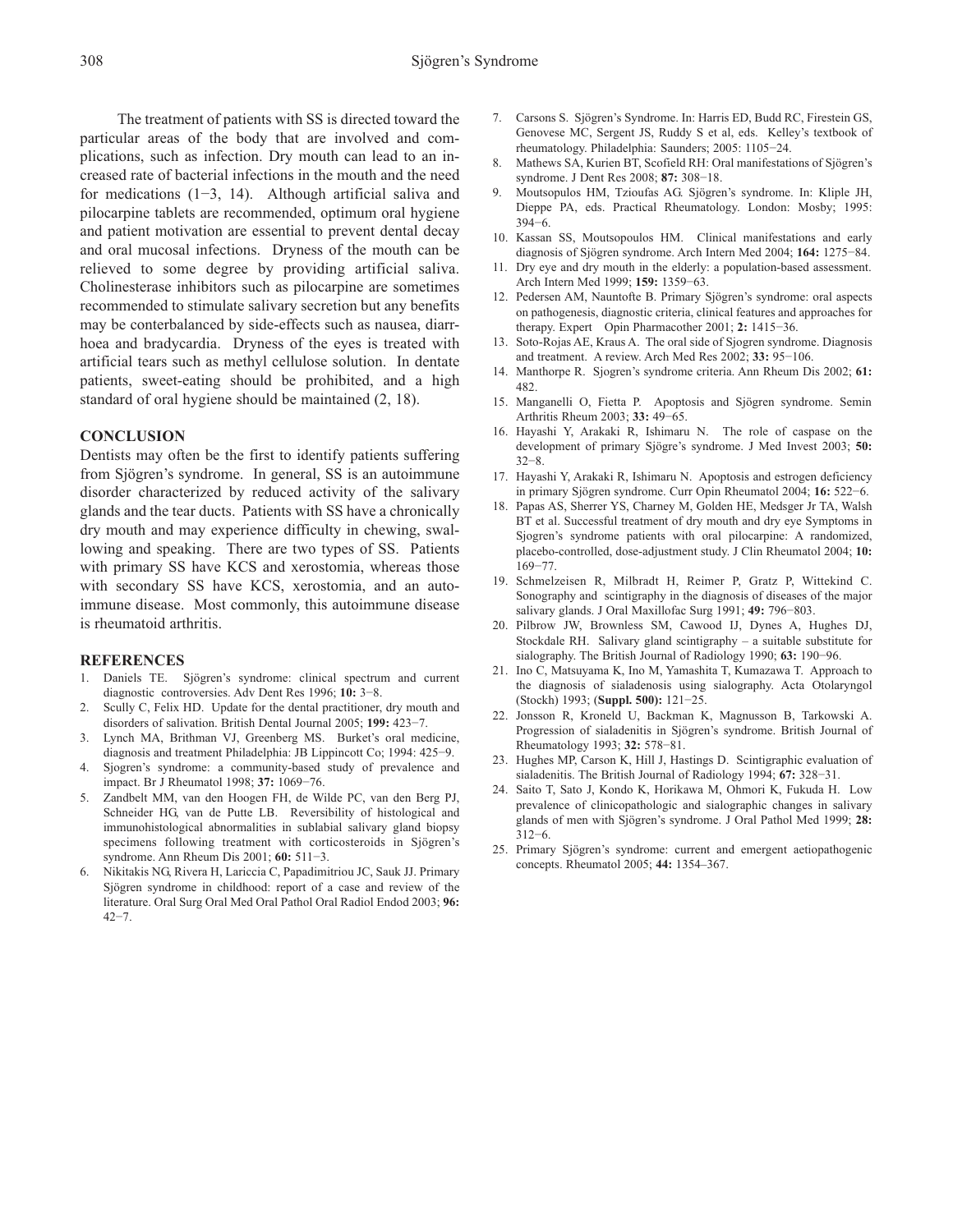The treatment of patients with SS is directed toward the particular areas of the body that are involved and complications, such as infection. Dry mouth can lead to an increased rate of bacterial infections in the mouth and the need for medications (1−3, 14). Although artificial saliva and pilocarpine tablets are recommended, optimum oral hygiene and patient motivation are essential to prevent dental decay and oral mucosal infections. Dryness of the mouth can be relieved to some degree by providing artificial saliva. Cholinesterase inhibitors such as pilocarpine are sometimes recommended to stimulate salivary secretion but any benefits may be conterbalanced by side-effects such as nausea, diarrhoea and bradycardia. Dryness of the eyes is treated with artificial tears such as methyl cellulose solution. In dentate patients, sweet-eating should be prohibited, and a high standard of oral hygiene should be maintained (2, 18).

## CONCLUSION

Dentists may often be the first to identify patients suffering from Sjögren's syndrome. In general, SS is an autoimmune disorder characterized by reduced activity of the salivary glands and the tear ducts. Patients with SS have a chronically dry mouth and may experience difficulty in chewing, swallowing and speaking. There are two types of SS. Patients with primary SS have KCS and xerostomia, whereas those with secondary SS have KCS, xerostomia, and an autoimmune disease. Most commonly, this autoimmune disease is rheumatoid arthritis.

## REFERENCES

1. Daniels TE. Sjögren's syndrome: clinical spectrum and current diagnostic controversies. Adv Dent Res 1996; **10:** 3−8.
2. Scully C, Felix HD. Update for the dental practitioner, dry mouth and disorders of salivation. British Dental Journal 2005; **199:** 423−7.
3. Lynch MA, Brithman VJ, Greenberg MS. Burket's oral medicine, diagnosis and treatment Philadelphia: JB Lippincott Co; 1994: 425−9.
4. Sjogren's syndrome: a community-based study of prevalence and impact. Br J Rheumatol 1998; **37:** 1069−76.
5. Zandbelt MM, van den Hoogen FH, de Wilde PC, van den Berg PJ, Schneider HG, van de Putte LB. Reversibility of histological and immunohistological abnormalities in sublabial salivary gland biopsy specimens following treatment with corticosteroids in Sjögren's syndrome. Ann Rheum Dis 2001; **60:** 511−3.
6. Nikitakis NG, Rivera H, Lariccia C, Papadimitriou JC, Sauk JJ. Primary Sjögren syndrome in childhood: report of a case and review of the literature. Oral Surg Oral Med Oral Pathol Oral Radiol Endod 2003; **96:** 42−7.
7. Carsons S. Sjögren's Syndrome. In: Harris ED, Budd RC, Firestein GS, Genovese MC, Sergent JS, Ruddy S et al, eds. Kelley's textbook of rheumatology. Philadelphia: Saunders; 2005: 1105−24.
8. Mathews SA, Kurien BT, Scofield RH: Oral manifestations of Sjögren's syndrome. J Dent Res 2008; **87:** 308−18.
9. Moutsopulos HM, Tzioufas AG. Sjögren's syndrome. In: Kliple JH, Dieppe PA, eds. Practical Rheumatology. London: Mosby; 1995: 394−6.
10. Kassan SS, Moutsopoulos HM. Clinical manifestations and early diagnosis of Sjögren syndrome. Arch Intern Med 2004; **164:** 1275−84.
11. Dry eye and dry mouth in the elderly: a population-based assessment. Arch Intern Med 1999; **159:** 1359−63.
12. Pedersen AM, Nauntofte B. Primary Sjögren's syndrome: oral aspects on pathogenesis, diagnostic criteria, clinical features and approaches for therapy. Expert Opin Pharmacother 2001; **2:** 1415−36.
13. Soto-Rojas AE, Kraus A. The oral side of Sjogren syndrome. Diagnosis and treatment. A review. Arch Med Res 2002; **33:** 95−106.
14. Manthorpe R. Sjogren's syndrome criteria. Ann Rheum Dis 2002; **61:** 482.
15. Manganelli O, Fietta P. Apoptosis and Sjögren syndrome. Semin Arthritis Rheum 2003; **33:** 49−65.
16. Hayashi Y, Arakaki R, Ishimaru N. The role of caspase on the development of primary Sjögre's syndrome. J Med Invest 2003; **50:** 32−8.
17. Hayashi Y, Arakaki R, Ishimaru N. Apoptosis and estrogen deficiency in primary Sjögren syndrome. Curr Opin Rheumatol 2004; **16:** 522−6.
18. Papas AS, Sherrer YS, Charney M, Golden HE, Medsger Jr TA, Walsh BT et al. Successful treatment of dry mouth and dry eye Symptoms in Sjogren's syndrome patients with oral pilocarpine: A randomized, placebo-controlled, dose-adjustment study. J Clin Rheumatol 2004; **10:** 169−77.
19. Schmelzeisen R, Milbradt H, Reimer P, Gratz P, Wittekind C. Sonography and scintigraphy in the diagnosis of diseases of the major salivary glands. J Oral Maxillofac Surg 1991; **49:** 796−803.
20. Pilbrow JW, Brownless SM, Cawood IJ, Dynes A, Hughes DJ, Stockdale RH. Salivary gland scintigraphy – a suitable substitute for sialography. The British Journal of Radiology 1990; **63:** 190−96.
21. Ino C, Matsuyama K, Ino M, Yamashita T, Kumazawa T. Approach to the diagnosis of sialadenosis using sialography. Acta Otolaryngol (Stockh) 1993; (**Suppl. 500):** 121−25.
22. Jonsson R, Kroneld U, Backman K, Magnusson B, Tarkowski A. Progression of sialadenitis in Sjögren's syndrome. British Journal of Rheumatology 1993; **32:** 578−81.
23. Hughes MP, Carson K, Hill J, Hastings D. Scintigraphic evaluation of sialadenitis. The British Journal of Radiology 1994; **67:** 328−31.
24. Saito T, Sato J, Kondo K, Horikawa M, Ohmori K, Fukuda H. Low prevalence of clinicopathologic and sialographic changes in salivary glands of men with Sjögren's syndrome. J Oral Pathol Med 1999; **28:** 312−6.
25. Primary Sjögren's syndrome: current and emergent aetiopathogenic concepts. Rheumatol 2005; **44:** 1354–367.